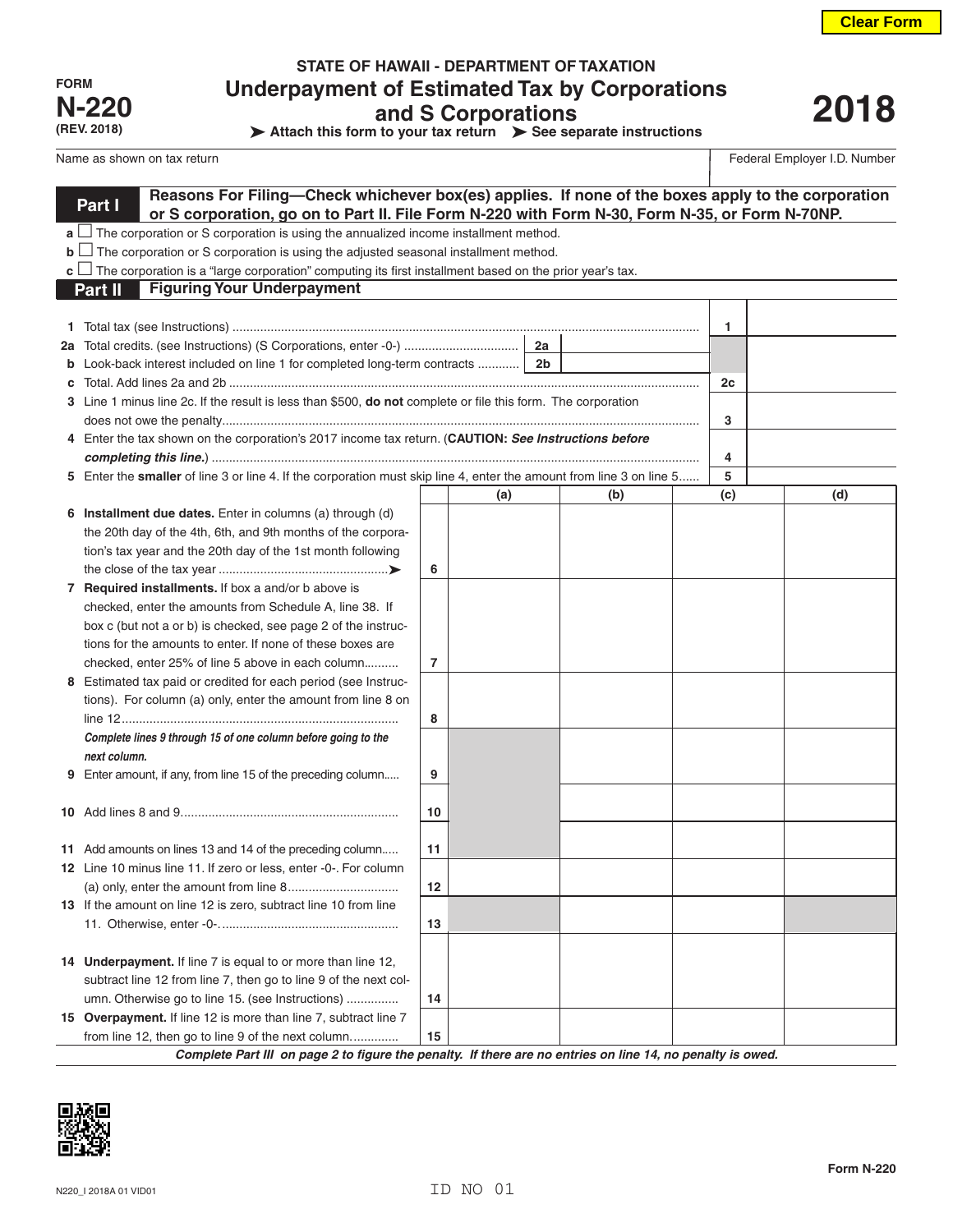FORM
**N-220**
(REV. 2018)

# STATE OF HAWAII - DEPARTMENT OF TAXATION
## Underpayment of Estimated Tax by Corporations and S Corporations

**2018**

➤ Attach this form to your tax return ➤ See separate instructions

| Name as shown on tax return | Federal Employer I.D. Number |
|---|---|
| | |

**Part I** **Reasons For Filing—Check whichever box(es) applies. If none of the boxes apply to the corporation or S corporation, go on to Part II. File Form N-220 with Form N-30, Form N-35, or Form N-70NP.**

a ☐ The corporation or S corporation is using the annualized income installment method.
b ☐ The corporation or S corporation is using the adjusted seasonal installment method.
c ☐ The corporation is a "large corporation" computing its first installment based on the prior year's tax.

**Part II** **Figuring Your Underpayment**

| | | | | | |
|---|---|---|---|---|---|
| 1 | Total tax (see Instructions) | | | 1 | |
| 2a | Total credits. (see Instructions) (S Corporations, enter -0-) | 2a | | | |
| b | Look-back interest included on line 1 for completed long-term contracts | 2b | | | |
| c | Total. Add lines 2a and 2b | | | 2c | |
| 3 | Line 1 minus line 2c. If the result is less than $500, **do not** complete or file this form. The corporation does not owe the penalty | | | 3 | |
| 4 | Enter the tax shown on the corporation's 2017 income tax return. (**CAUTION:** *See Instructions before completing this line.*) | | | 4 | |
| 5 | Enter the **smaller** of line 3 or line 4. If the corporation must skip line 4, enter the amount from line 3 on line 5 | | | 5 | |

| | | | (a) | (b) | (c) | (d) |
|---|---|---|---|---|---|---|
| 6 | **Installment due dates.** Enter in columns (a) through (d) the 20th day of the 4th, 6th, and 9th months of the corporation's tax year and the 20th day of the 1st month following the close of the tax year ➤ | 6 | | | | |
| 7 | **Required installments.** If box a and/or b above is checked, enter the amounts from Schedule A, line 38. If box c (but not a or b) is checked, see page 2 of the instructions for the amounts to enter. If none of these boxes are checked, enter 25% of line 5 above in each column | 7 | | | | |
| 8 | Estimated tax paid or credited for each period (see Instructions). For column (a) only, enter the amount from line 8 on line 12 | 8 | | | | |
| | ***Complete lines 9 through 15 of one column before going to the next column.*** | | | | | |
| 9 | Enter amount, if any, from line 15 of the preceding column | 9 | | | | |
| 10 | Add lines 8 and 9 | 10 | | | | |
| 11 | Add amounts on lines 13 and 14 of the preceding column | 11 | | | | |
| 12 | Line 10 minus line 11. If zero or less, enter -0-. For column (a) only, enter the amount from line 8 | 12 | | | | |
| 13 | If the amount on line 12 is zero, subtract line 10 from line 11. Otherwise, enter -0-. | 13 | | | | |
| 14 | **Underpayment.** If line 7 is equal to or more than line 12, subtract line 12 from line 7, then go to line 9 of the next column. Otherwise go to line 15. (see Instructions) | 14 | | | | |
| 15 | **Overpayment.** If line 12 is more than line 7, subtract line 7 from line 12, then go to line 9 of the next column. | 15 | | | | |

***Complete Part III on page 2 to figure the penalty. If there are no entries on line 14, no penalty is owed.***

N220_I 2018A 01 VID01

ID NO 01

Form N-220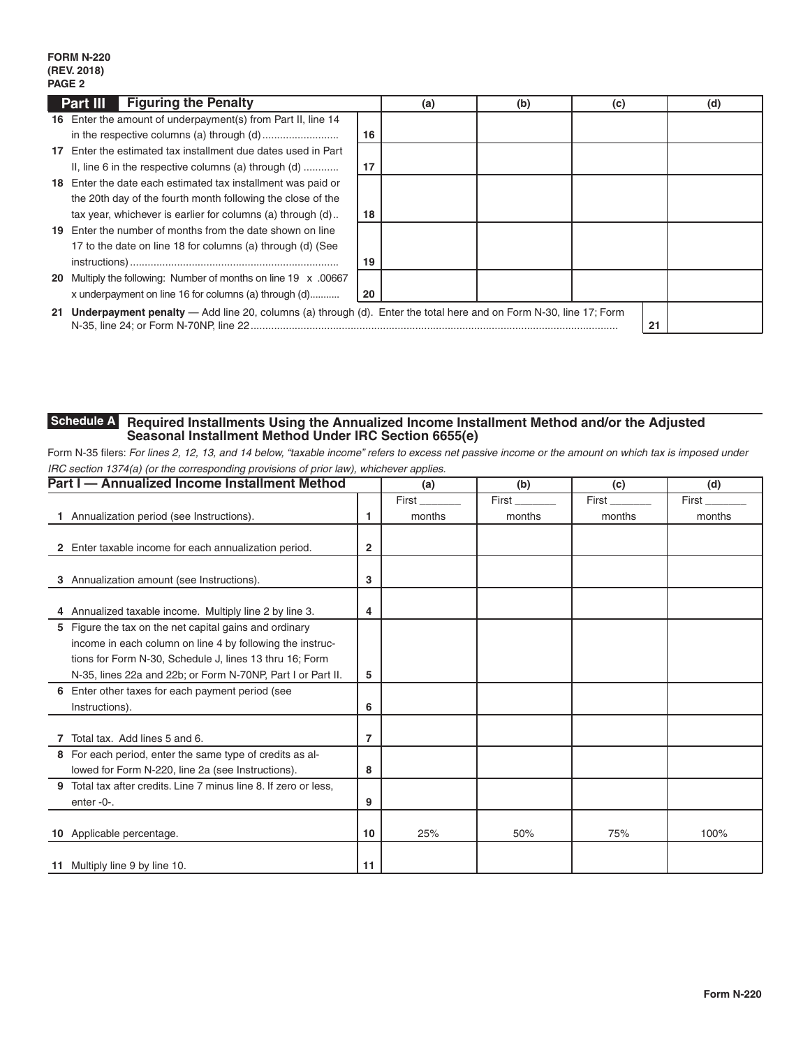FORM N-220
(REV. 2018)
PAGE 2

## Part III Figuring the Penalty

| | | | (a) | (b) | (c) | (d) |
|---|---|---|---|---|---|---|
| 16 | Enter the amount of underpayment(s) from Part II, line 14 in the respective columns (a) through (d) | 16 | | | | |
| 17 | Enter the estimated tax installment due dates used in Part II, line 6 in the respective columns (a) through (d) | 17 | | | | |
| 18 | Enter the date each estimated tax installment was paid or the 20th day of the fourth month following the close of the tax year, whichever is earlier for columns (a) through (d) | 18 | | | | |
| 19 | Enter the number of months from the date shown on line 17 to the date on line 18 for columns (a) through (d) (See instructions) | 19 | | | | |
| 20 | Multiply the following: Number of months on line 19 x .00667 x underpayment on line 16 for columns (a) through (d) | 20 | | | | |
| 21 | **Underpayment penalty** — Add line 20, columns (a) through (d). Enter the total here and on Form N-30, line 17; Form N-35, line 24; or Form N-70NP, line 22 | | | | | 21 |

## Schedule A Required Installments Using the Annualized Income Installment Method and/or the Adjusted Seasonal Installment Method Under IRC Section 6655(e)

Form N-35 filers: *For lines 2, 12, 13, and 14 below, "taxable income" refers to excess net passive income or the amount on which tax is imposed under IRC section 1374(a) (or the corresponding provisions of prior law), whichever applies.*

| Part I — Annualized Income Installment Method | | | (a) | (b) | (c) | (d) |
|---|---|---|---|---|---|---|
| 1 | Annualization period (see Instructions). | 1 | First _______ months | First _______ months | First _______ months | First _______ months |
| 2 | Enter taxable income for each annualization period. | 2 | | | | |
| 3 | Annualization amount (see Instructions). | 3 | | | | |
| 4 | Annualized taxable income. Multiply line 2 by line 3. | 4 | | | | |
| 5 | Figure the tax on the net capital gains and ordinary income in each column on line 4 by following the instructions for Form N-30, Schedule J, lines 13 thru 16; Form N-35, lines 22a and 22b; or Form N-70NP, Part I or Part II. | 5 | | | | |
| 6 | Enter other taxes for each payment period (see Instructions). | 6 | | | | |
| 7 | Total tax. Add lines 5 and 6. | 7 | | | | |
| 8 | For each period, enter the same type of credits as allowed for Form N-220, line 2a (see Instructions). | 8 | | | | |
| 9 | Total tax after credits. Line 7 minus line 8. If zero or less, enter -0-. | 9 | | | | |
| 10 | Applicable percentage. | 10 | 25% | 50% | 75% | 100% |
| 11 | Multiply line 9 by line 10. | 11 | | | | |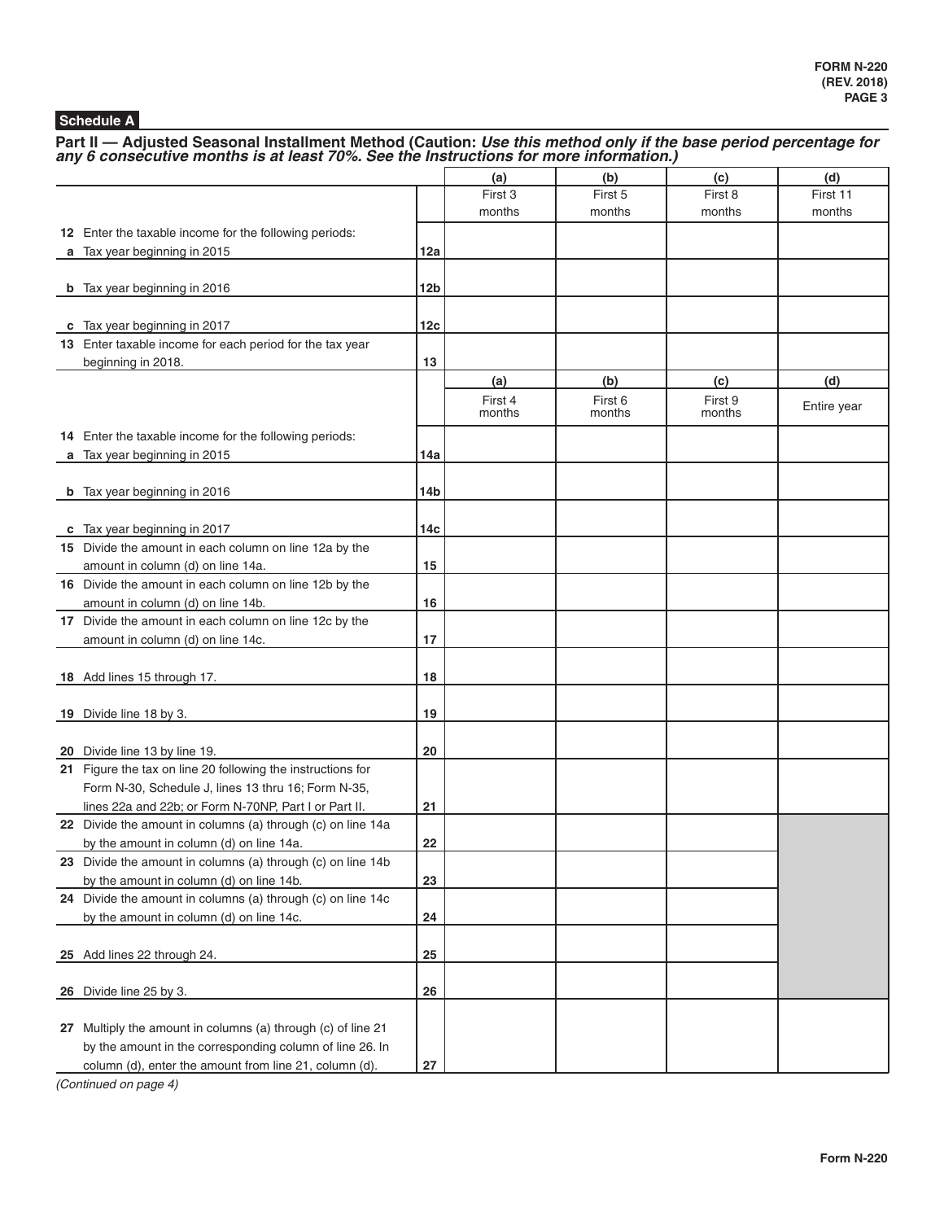**Schedule A**

## Part II — Adjusted Seasonal Installment Method (Caution: *Use this method only if the base period percentage for any 6 consecutive months is at least 70%. See the Instructions for more information.)*

| | | (a) First 3 months | (b) First 5 months | (c) First 8 months | (d) First 11 months |
|---|---|---|---|---|---|
| **12** Enter the taxable income for the following periods: | | | | | |
| **a** Tax year beginning in 2015 | 12a | | | | |
| **b** Tax year beginning in 2016 | 12b | | | | |
| **c** Tax year beginning in 2017 | 12c | | | | |
| **13** Enter taxable income for each period for the tax year beginning in 2018. | 13 | | | | |
| | | **(a) First 4 months** | **(b) First 6 months** | **(c) First 9 months** | **(d) Entire year** |
| **14** Enter the taxable income for the following periods: | | | | | |
| **a** Tax year beginning in 2015 | 14a | | | | |
| **b** Tax year beginning in 2016 | 14b | | | | |
| **c** Tax year beginning in 2017 | 14c | | | | |
| **15** Divide the amount in each column on line 12a by the amount in column (d) on line 14a. | 15 | | | | |
| **16** Divide the amount in each column on line 12b by the amount in column (d) on line 14b. | 16 | | | | |
| **17** Divide the amount in each column on line 12c by the amount in column (d) on line 14c. | 17 | | | | |
| **18** Add lines 15 through 17. | 18 | | | | |
| **19** Divide line 18 by 3. | 19 | | | | |
| **20** Divide line 13 by line 19. | 20 | | | | |
| **21** Figure the tax on line 20 following the instructions for Form N-30, Schedule J, lines 13 thru 16; Form N-35, lines 22a and 22b; or Form N-70NP, Part I or Part II. | 21 | | | | |
| **22** Divide the amount in columns (a) through (c) on line 14a by the amount in column (d) on line 14a. | 22 | | | | |
| **23** Divide the amount in columns (a) through (c) on line 14b by the amount in column (d) on line 14b. | 23 | | | | |
| **24** Divide the amount in columns (a) through (c) on line 14c by the amount in column (d) on line 14c. | 24 | | | | |
| **25** Add lines 22 through 24. | 25 | | | | |
| **26** Divide line 25 by 3. | 26 | | | | |
| **27** Multiply the amount in columns (a) through (c) of line 21 by the amount in the corresponding column of line 26. In column (d), enter the amount from line 21, column (d). | 27 | | | | |

*(Continued on page 4)*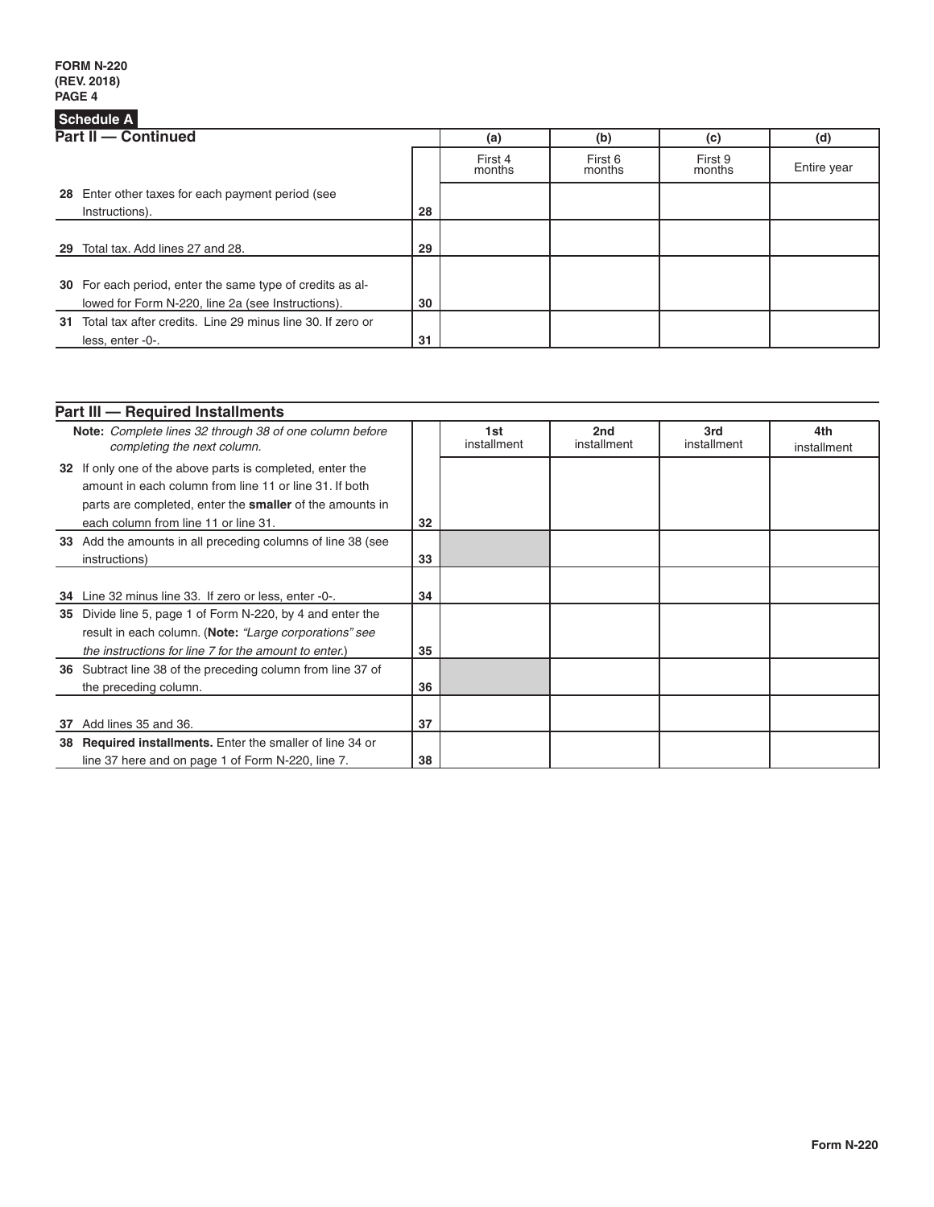FORM N-220
(REV. 2018)
PAGE 4

**Schedule A**

## Part II — Continued

| | | (a) | (b) | (c) | (d) |
|---|---|---|---|---|---|
| | | First 4 months | First 6 months | First 9 months | Entire year |
| **28** Enter other taxes for each payment period (see Instructions). | 28 | | | | |
| **29** Total tax. Add lines 27 and 28. | 29 | | | | |
| **30** For each period, enter the same type of credits as allowed for Form N-220, line 2a (see Instructions). | 30 | | | | |
| **31** Total tax after credits. Line 29 minus line 30. If zero or less, enter -0-. | 31 | | | | |

## Part III — Required Installments

| **Note:** *Complete lines 32 through 38 of one column before completing the next column.* | | 1st installment | 2nd installment | 3rd installment | 4th installment |
|---|---|---|---|---|---|
| **32** If only one of the above parts is completed, enter the amount in each column from line 11 or line 31. If both parts are completed, enter the **smaller** of the amounts in each column from line 11 or line 31. | 32 | | | | |
| **33** Add the amounts in all preceding columns of line 38 (see instructions) | 33 | | | | |
| **34** Line 32 minus line 33. If zero or less, enter -0-. | 34 | | | | |
| **35** Divide line 5, page 1 of Form N-220, by 4 and enter the result in each column. (**Note:** *"Large corporations" see the instructions for line 7 for the amount to enter.*) | 35 | | | | |
| **36** Subtract line 38 of the preceding column from line 37 of the preceding column. | 36 | | | | |
| **37** Add lines 35 and 36. | 37 | | | | |
| **38** **Required installments.** Enter the smaller of line 34 or line 37 here and on page 1 of Form N-220, line 7. | 38 | | | | |

Form N-220